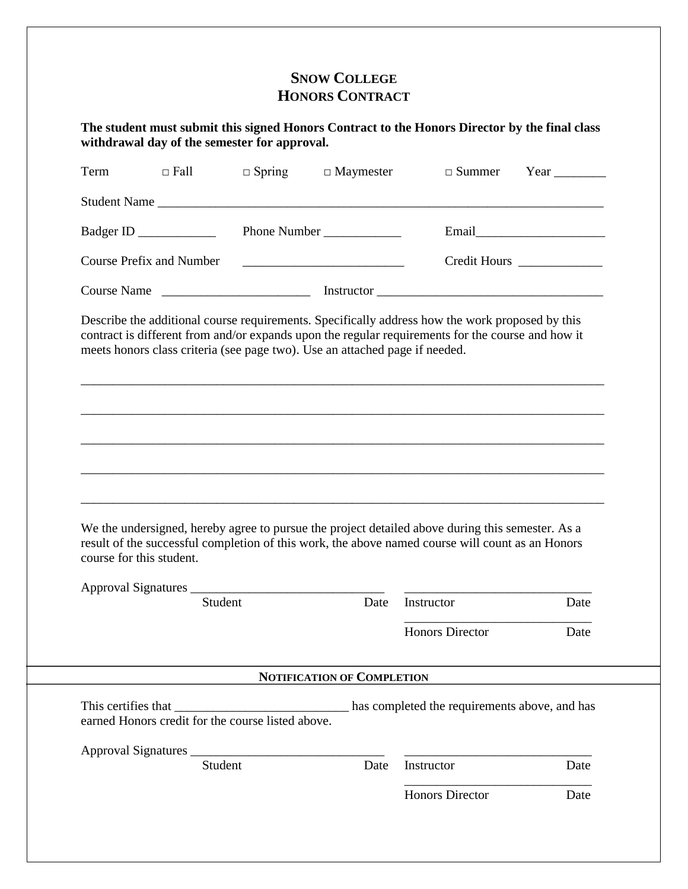# SNOW COLLEGE
# HONORS CONTRACT

**The student must submit this signed Honors Contract to the Honors Director by the final class withdrawal day of the semester for approval.**

Term □ Fall □ Spring □ Maymester □ Summer Year ________

Student Name ______________________________________________________________________

Badger ID ____________ Phone Number ____________ Email____________________

Course Prefix and Number _________________________ Credit Hours _____________

Course Name _______________________ Instructor ___________________________________

Describe the additional course requirements. Specifically address how the work proposed by this contract is different from and/or expands upon the regular requirements for the course and how it meets honors class criteria (see page two). Use an attached page if needed.

___________________________________________________________________________________

___________________________________________________________________________________

___________________________________________________________________________________

___________________________________________________________________________________

___________________________________________________________________________________

We the undersigned, hereby agree to pursue the project detailed above during this semester. As a result of the successful completion of this work, the above named course will count as an Honors course for this student.

Approval Signatures _______________________________ _____________________________

Student Date Instructor Date

_____________________________

Honors Director Date

---

**NOTIFICATION OF COMPLETION**

---

This certifies that ___________________________ has completed the requirements above, and has earned Honors credit for the course listed above.

Approval Signatures _______________________________ _____________________________

Student Date Instructor Date

_____________________________

Honors Director Date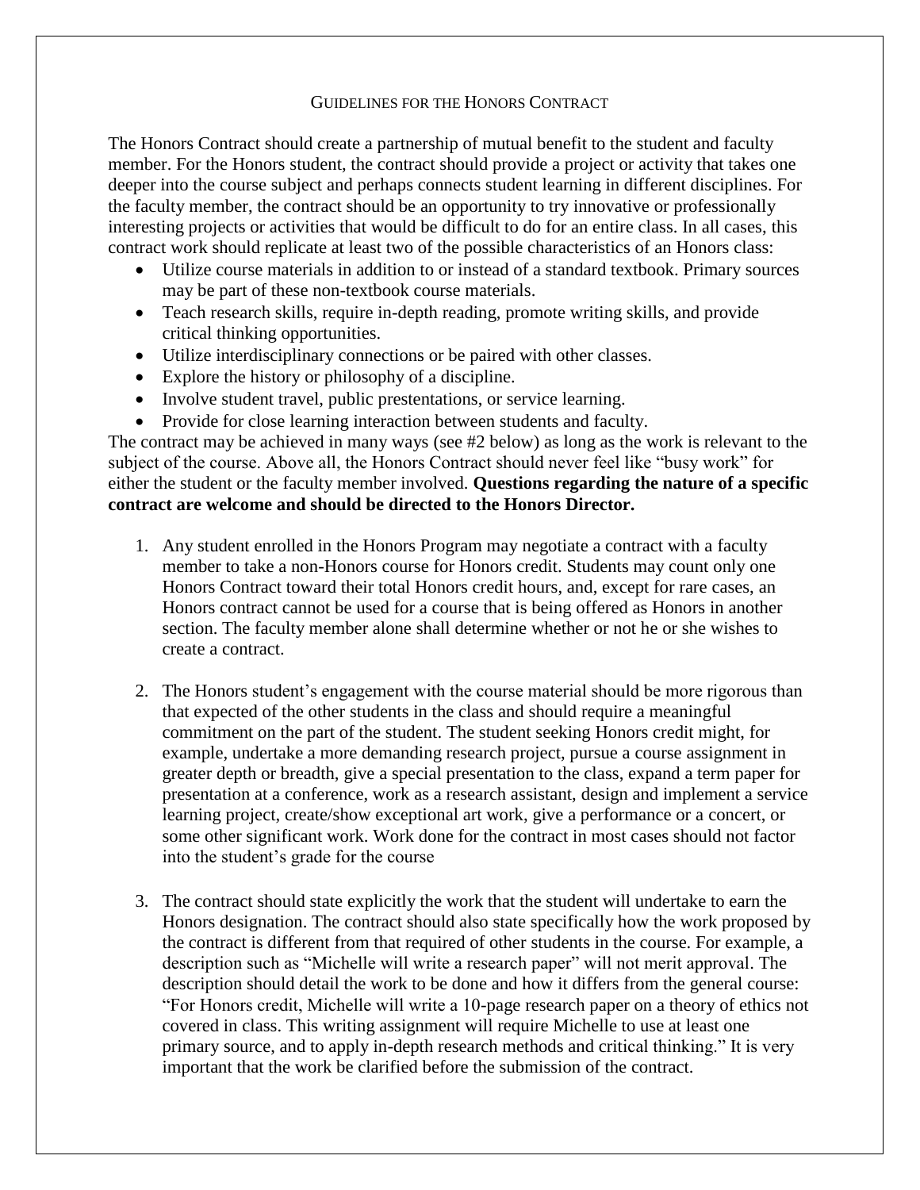## GUIDELINES FOR THE HONORS CONTRACT

The Honors Contract should create a partnership of mutual benefit to the student and faculty member. For the Honors student, the contract should provide a project or activity that takes one deeper into the course subject and perhaps connects student learning in different disciplines. For the faculty member, the contract should be an opportunity to try innovative or professionally interesting projects or activities that would be difficult to do for an entire class. In all cases, this contract work should replicate at least two of the possible characteristics of an Honors class:

- Utilize course materials in addition to or instead of a standard textbook. Primary sources may be part of these non-textbook course materials.
- Teach research skills, require in-depth reading, promote writing skills, and provide critical thinking opportunities.
- Utilize interdisciplinary connections or be paired with other classes.
- Explore the history or philosophy of a discipline.
- Involve student travel, public prestentations, or service learning.
- Provide for close learning interaction between students and faculty.

The contract may be achieved in many ways (see #2 below) as long as the work is relevant to the subject of the course. Above all, the Honors Contract should never feel like "busy work" for either the student or the faculty member involved. **Questions regarding the nature of a specific contract are welcome and should be directed to the Honors Director.**

1. Any student enrolled in the Honors Program may negotiate a contract with a faculty member to take a non-Honors course for Honors credit. Students may count only one Honors Contract toward their total Honors credit hours, and, except for rare cases, an Honors contract cannot be used for a course that is being offered as Honors in another section. The faculty member alone shall determine whether or not he or she wishes to create a contract.

2. The Honors student's engagement with the course material should be more rigorous than that expected of the other students in the class and should require a meaningful commitment on the part of the student. The student seeking Honors credit might, for example, undertake a more demanding research project, pursue a course assignment in greater depth or breadth, give a special presentation to the class, expand a term paper for presentation at a conference, work as a research assistant, design and implement a service learning project, create/show exceptional art work, give a performance or a concert, or some other significant work. Work done for the contract in most cases should not factor into the student's grade for the course

3. The contract should state explicitly the work that the student will undertake to earn the Honors designation. The contract should also state specifically how the work proposed by the contract is different from that required of other students in the course. For example, a description such as "Michelle will write a research paper" will not merit approval. The description should detail the work to be done and how it differs from the general course: "For Honors credit, Michelle will write a 10-page research paper on a theory of ethics not covered in class. This writing assignment will require Michelle to use at least one primary source, and to apply in-depth research methods and critical thinking." It is very important that the work be clarified before the submission of the contract.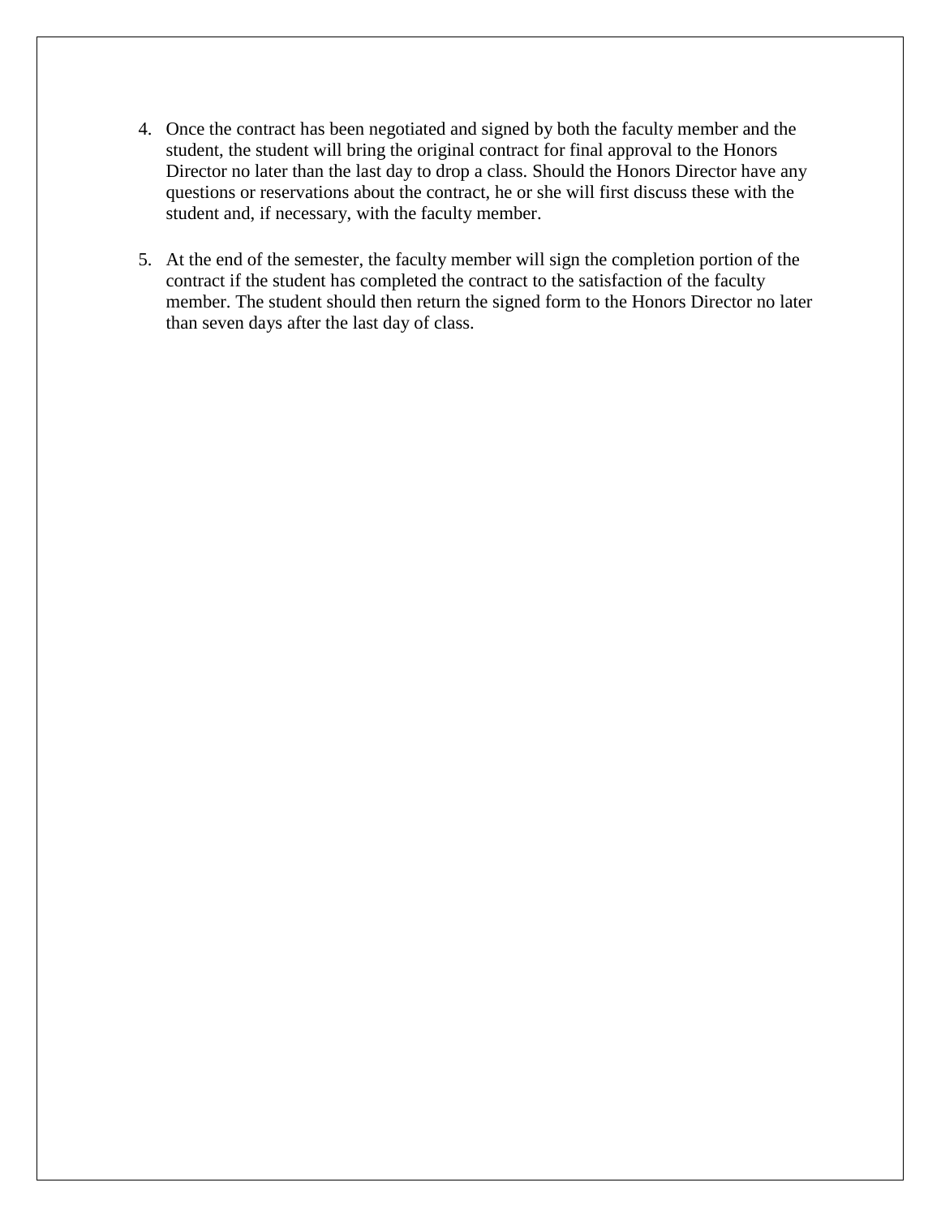4. Once the contract has been negotiated and signed by both the faculty member and the student, the student will bring the original contract for final approval to the Honors Director no later than the last day to drop a class. Should the Honors Director have any questions or reservations about the contract, he or she will first discuss these with the student and, if necessary, with the faculty member.

5. At the end of the semester, the faculty member will sign the completion portion of the contract if the student has completed the contract to the satisfaction of the faculty member. The student should then return the signed form to the Honors Director no later than seven days after the last day of class.